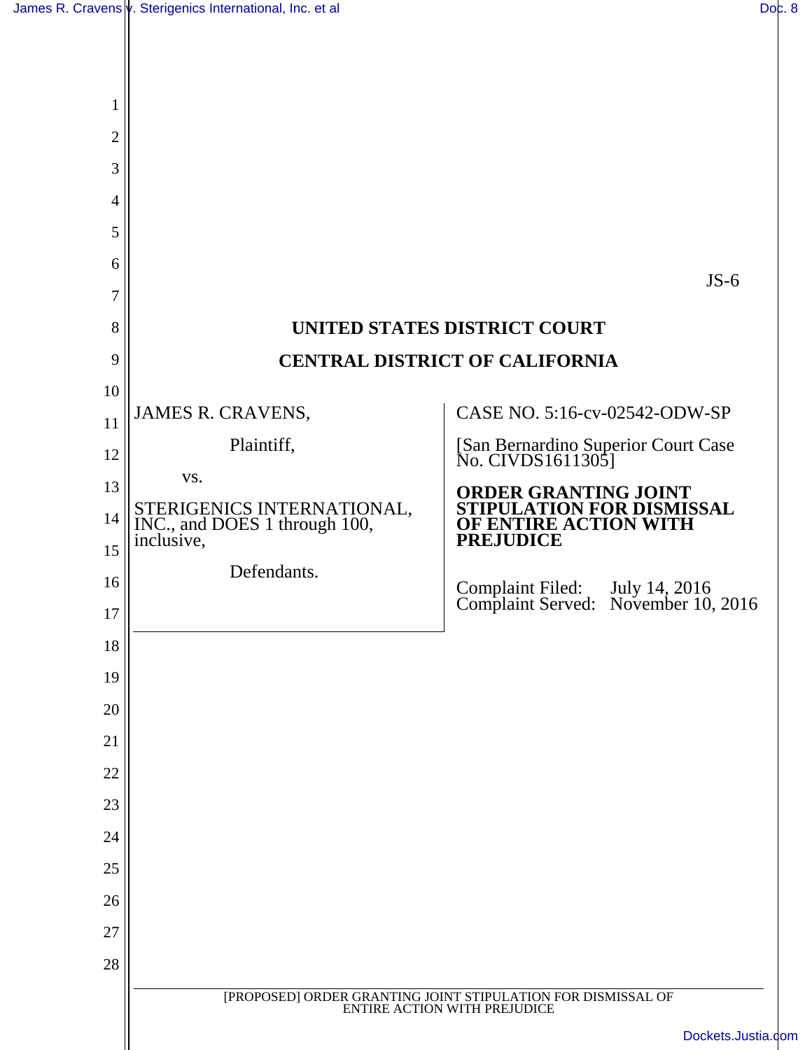JS-6

**UNITED STATES DISTRICT COURT**

**CENTRAL DISTRICT OF CALIFORNIA**

| | |
|---|---|
| JAMES R. CRAVENS,<br><br>Plaintiff,<br><br>vs.<br><br>STERIGENICS INTERNATIONAL, INC., and DOES 1 through 100, inclusive,<br><br>Defendants. | CASE NO. 5:16-cv-02542-ODW-SP<br><br>[San Bernardino Superior Court Case No. CIVDS1611305]<br><br>**ORDER GRANTING JOINT STIPULATION FOR DISMISSAL OF ENTIRE ACTION WITH PREJUDICE**<br><br>Complaint Filed: July 14, 2016<br>Complaint Served: November 10, 2016 |

[PROPOSED] ORDER GRANTING JOINT STIPULATION FOR DISMISSAL OF ENTIRE ACTION WITH PREJUDICE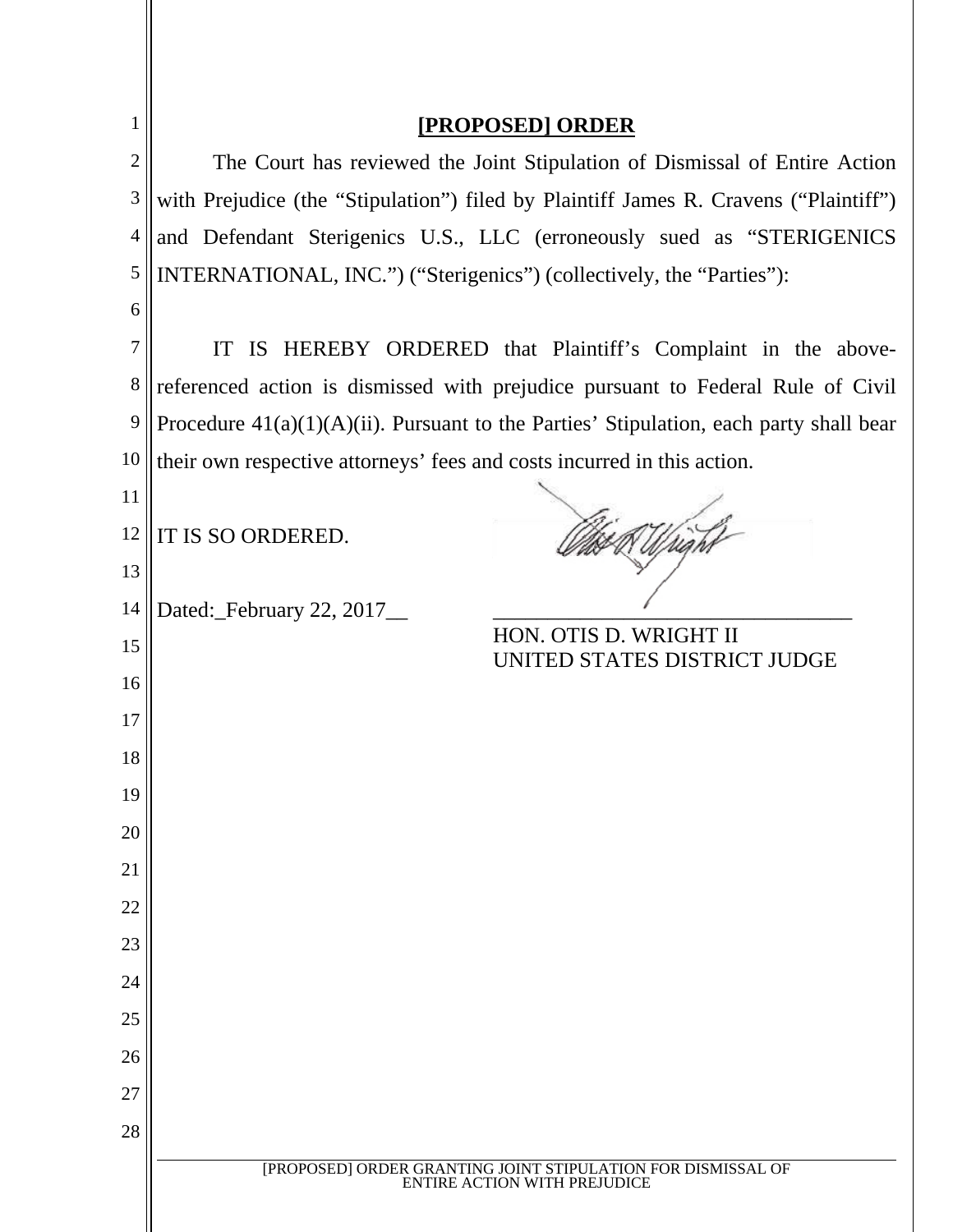**[PROPOSED] ORDER**

The Court has reviewed the Joint Stipulation of Dismissal of Entire Action with Prejudice (the "Stipulation") filed by Plaintiff James R. Cravens ("Plaintiff") and Defendant Sterigenics U.S., LLC (erroneously sued as "STERIGENICS INTERNATIONAL, INC.") ("Sterigenics") (collectively, the "Parties"):

IT IS HEREBY ORDERED that Plaintiff's Complaint in the above-referenced action is dismissed with prejudice pursuant to Federal Rule of Civil Procedure 41(a)(1)(A)(ii). Pursuant to the Parties' Stipulation, each party shall bear their own respective attorneys' fees and costs incurred in this action.

IT IS SO ORDERED.

Dated:_February 22, 2017__

_________________________________
HON. OTIS D. WRIGHT II
UNITED STATES DISTRICT JUDGE

[PROPOSED] ORDER GRANTING JOINT STIPULATION FOR DISMISSAL OF ENTIRE ACTION WITH PREJUDICE